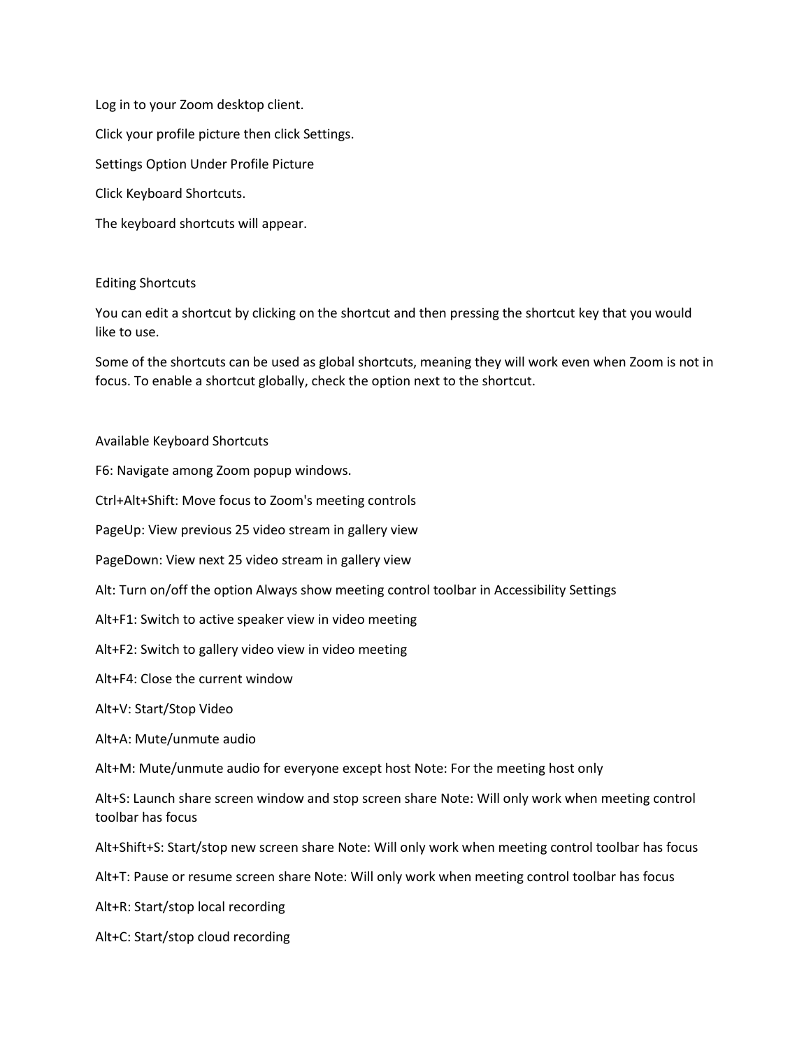Log in to your Zoom desktop client.

Click your profile picture then click Settings.

Settings Option Under Profile Picture

Click Keyboard Shortcuts.

The keyboard shortcuts will appear.

## Editing Shortcuts

You can edit a shortcut by clicking on the shortcut and then pressing the shortcut key that you would like to use.

Some of the shortcuts can be used as global shortcuts, meaning they will work even when Zoom is not in focus. To enable a shortcut globally, check the option next to the shortcut.

## Available Keyboard Shortcuts

F6: Navigate among Zoom popup windows.

Ctrl+Alt+Shift: Move focus to Zoom's meeting controls

PageUp: View previous 25 video stream in gallery view

PageDown: View next 25 video stream in gallery view

Alt: Turn on/off the option Always show meeting control toolbar in Accessibility Settings

Alt+F1: Switch to active speaker view in video meeting

Alt+F2: Switch to gallery video view in video meeting

Alt+F4: Close the current window

Alt+V: Start/Stop Video

Alt+A: Mute/unmute audio

Alt+M: Mute/unmute audio for everyone except host Note: For the meeting host only

Alt+S: Launch share screen window and stop screen share Note: Will only work when meeting control toolbar has focus

Alt+Shift+S: Start/stop new screen share Note: Will only work when meeting control toolbar has focus

Alt+T: Pause or resume screen share Note: Will only work when meeting control toolbar has focus

Alt+R: Start/stop local recording

Alt+C: Start/stop cloud recording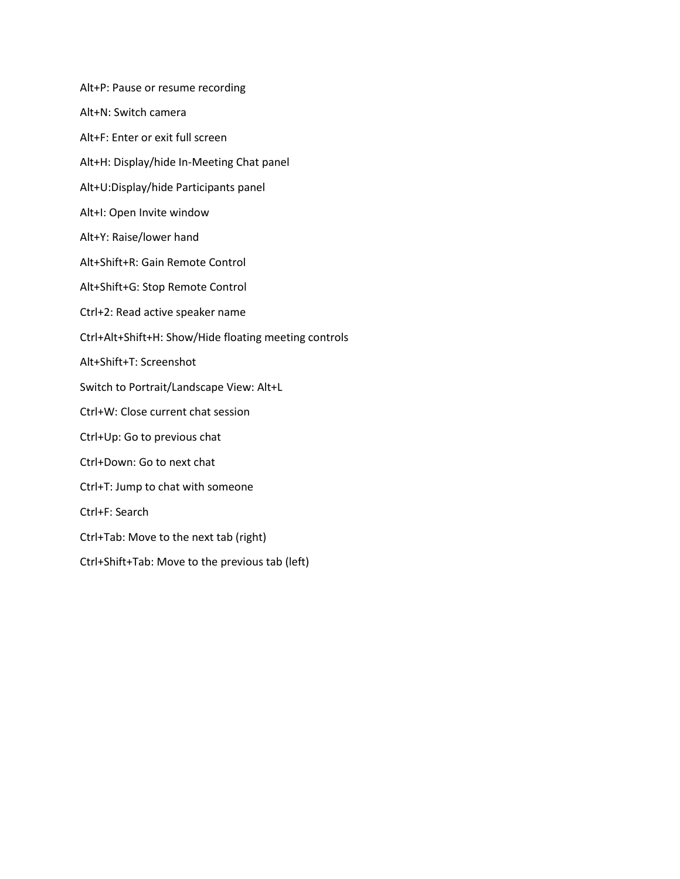Alt+P: Pause or resume recording

Alt+N: Switch camera

Alt+F: Enter or exit full screen

Alt+H: Display/hide In-Meeting Chat panel

Alt+U:Display/hide Participants panel

Alt+I: Open Invite window

Alt+Y: Raise/lower hand

Alt+Shift+R: Gain Remote Control

Alt+Shift+G: Stop Remote Control

Ctrl+2: Read active speaker name

Ctrl+Alt+Shift+H: Show/Hide floating meeting controls

Alt+Shift+T: Screenshot

Switch to Portrait/Landscape View: Alt+L

Ctrl+W: Close current chat session

Ctrl+Up: Go to previous chat

Ctrl+Down: Go to next chat

Ctrl+T: Jump to chat with someone

Ctrl+F: Search

Ctrl+Tab: Move to the next tab (right)

Ctrl+Shift+Tab: Move to the previous tab (left)